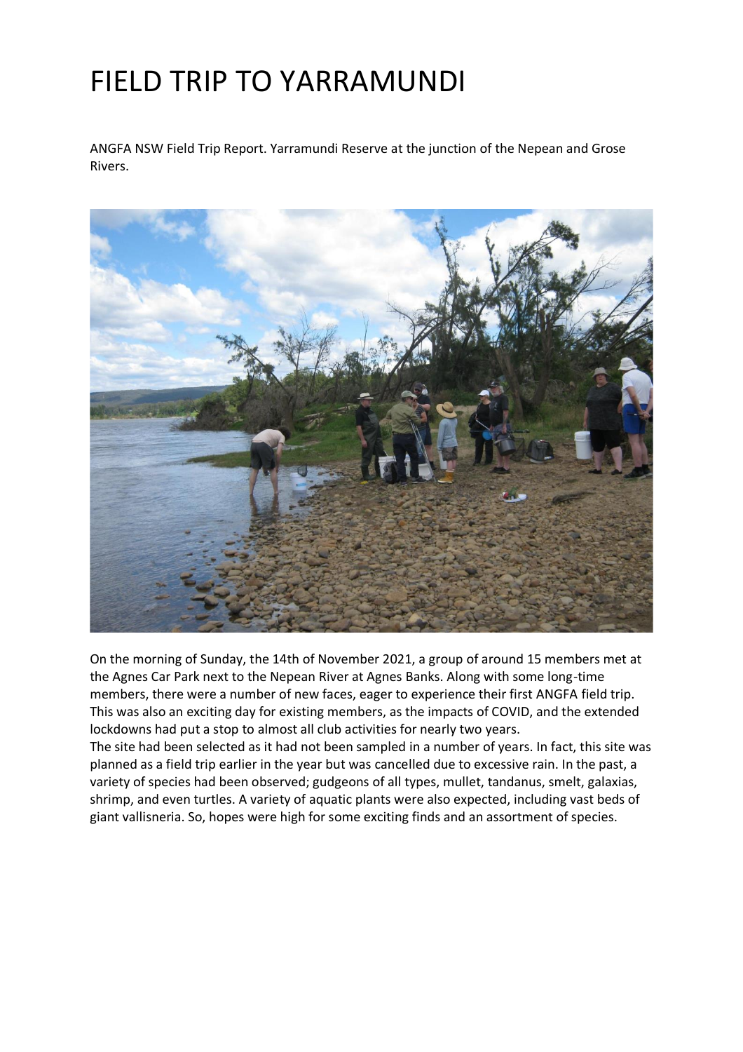# FIELD TRIP TO YARRAMUNDI

ANGFA NSW Field Trip Report. Yarramundi Reserve at the junction of the Nepean and Grose Rivers.

On the morning of Sunday, the 14th of November 2021, a group of around 15 members met at the Agnes Car Park next to the Nepean River at Agnes Banks. Along with some long-time members, there were a number of new faces, eager to experience their first ANGFA field trip. This was also an exciting day for existing members, as the impacts of COVID, and the extended lockdowns had put a stop to almost all club activities for nearly two years.

The site had been selected as it had not been sampled in a number of years. In fact, this site was planned as a field trip earlier in the year but was cancelled due to excessive rain. In the past, a variety of species had been observed; gudgeons of all types, mullet, tandanus, smelt, galaxias, shrimp, and even turtles. A variety of aquatic plants were also expected, including vast beds of giant vallisneria. So, hopes were high for some exciting finds and an assortment of species.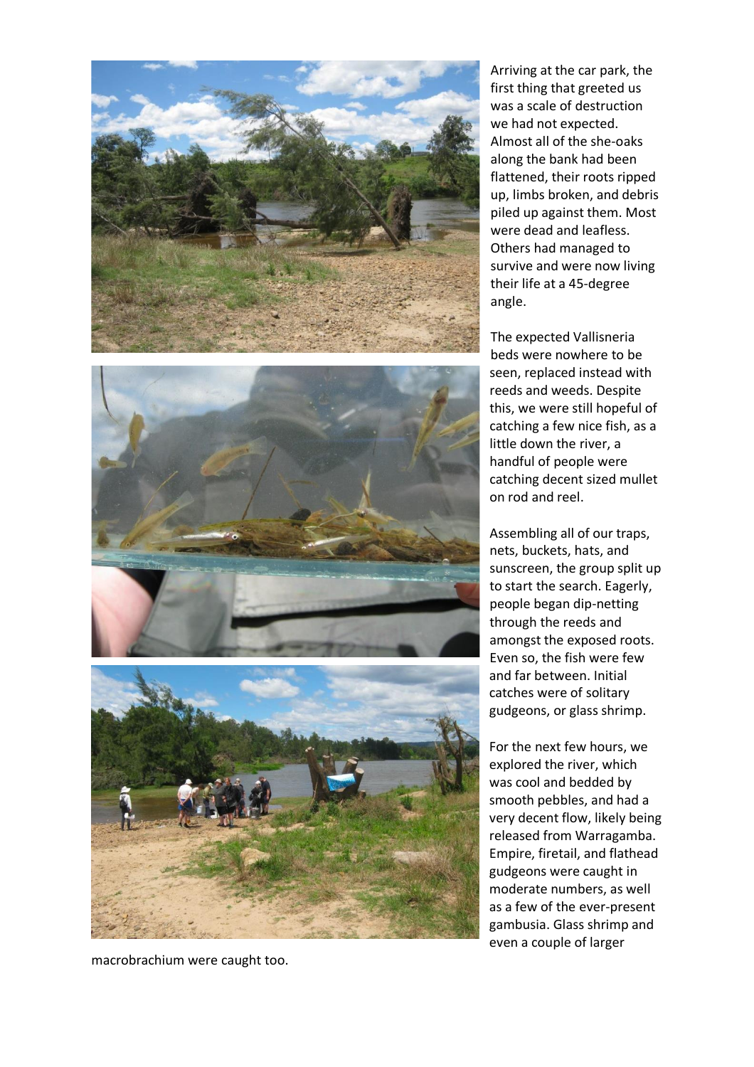Arriving at the car park, the first thing that greeted us was a scale of destruction we had not expected. Almost all of the she-oaks along the bank had been flattened, their roots ripped up, limbs broken, and debris piled up against them. Most were dead and leafless. Others had managed to survive and were now living their life at a 45-degree angle.

The expected Vallisneria beds were nowhere to be seen, replaced instead with reeds and weeds. Despite this, we were still hopeful of catching a few nice fish, as a little down the river, a handful of people were catching decent sized mullet on rod and reel.

Assembling all of our traps, nets, buckets, hats, and sunscreen, the group split up to start the search. Eagerly, people began dip-netting through the reeds and amongst the exposed roots. Even so, the fish were few and far between. Initial catches were of solitary gudgeons, or glass shrimp.

For the next few hours, we explored the river, which was cool and bedded by smooth pebbles, and had a very decent flow, likely being released from Warragamba. Empire, firetail, and flathead gudgeons were caught in moderate numbers, as well as a few of the ever-present gambusia. Glass shrimp and even a couple of larger macrobrachium were caught too.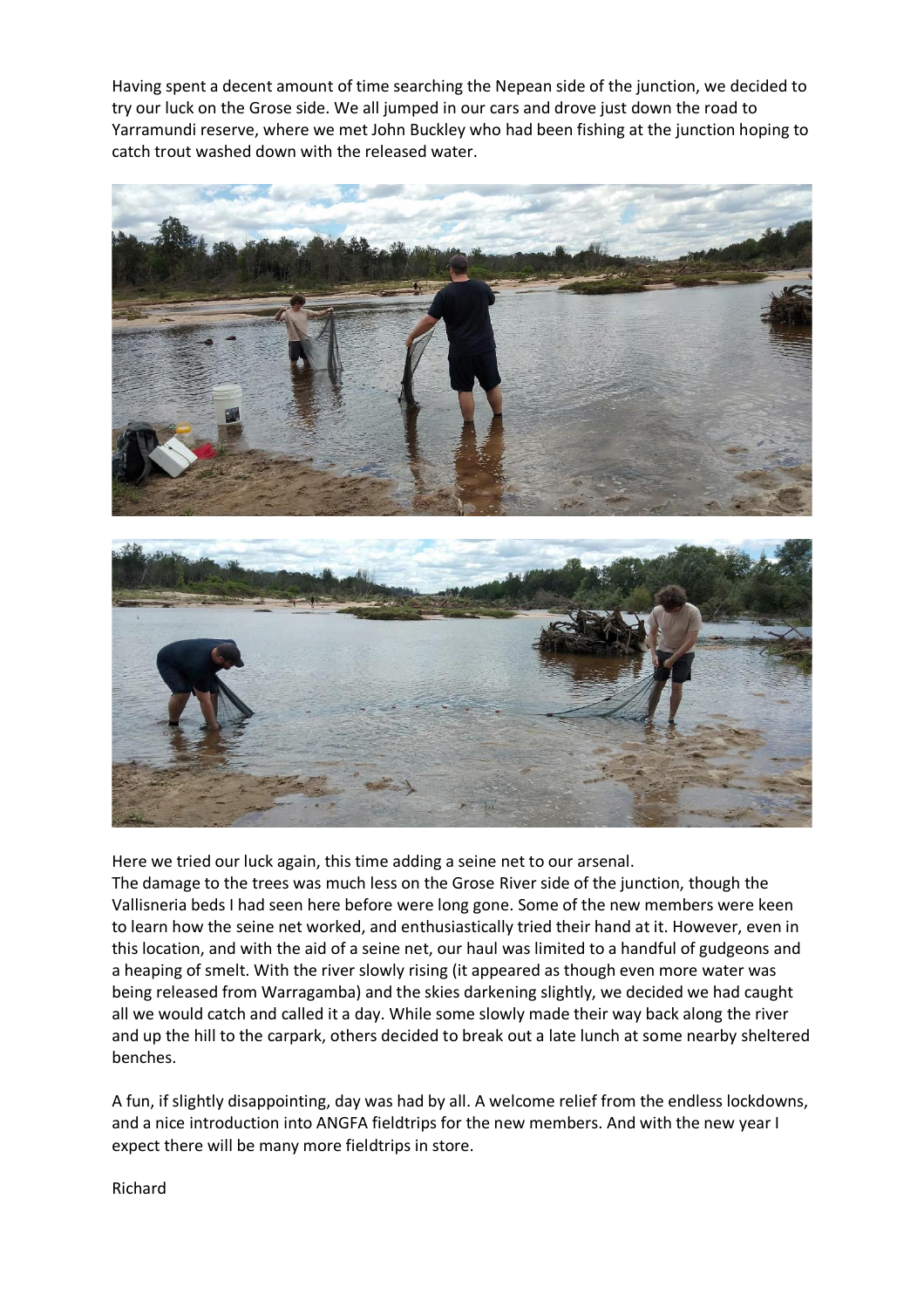Having spent a decent amount of time searching the Nepean side of the junction, we decided to try our luck on the Grose side. We all jumped in our cars and drove just down the road to Yarramundi reserve, where we met John Buckley who had been fishing at the junction hoping to catch trout washed down with the released water.

Here we tried our luck again, this time adding a seine net to our arsenal.
The damage to the trees was much less on the Grose River side of the junction, though the Vallisneria beds I had seen here before were long gone. Some of the new members were keen to learn how the seine net worked, and enthusiastically tried their hand at it. However, even in this location, and with the aid of a seine net, our haul was limited to a handful of gudgeons and a heaping of smelt. With the river slowly rising (it appeared as though even more water was being released from Warragamba) and the skies darkening slightly, we decided we had caught all we would catch and called it a day. While some slowly made their way back along the river and up the hill to the carpark, others decided to break out a late lunch at some nearby sheltered benches.

A fun, if slightly disappointing, day was had by all. A welcome relief from the endless lockdowns, and a nice introduction into ANGFA fieldtrips for the new members. And with the new year I expect there will be many more fieldtrips in store.

Richard